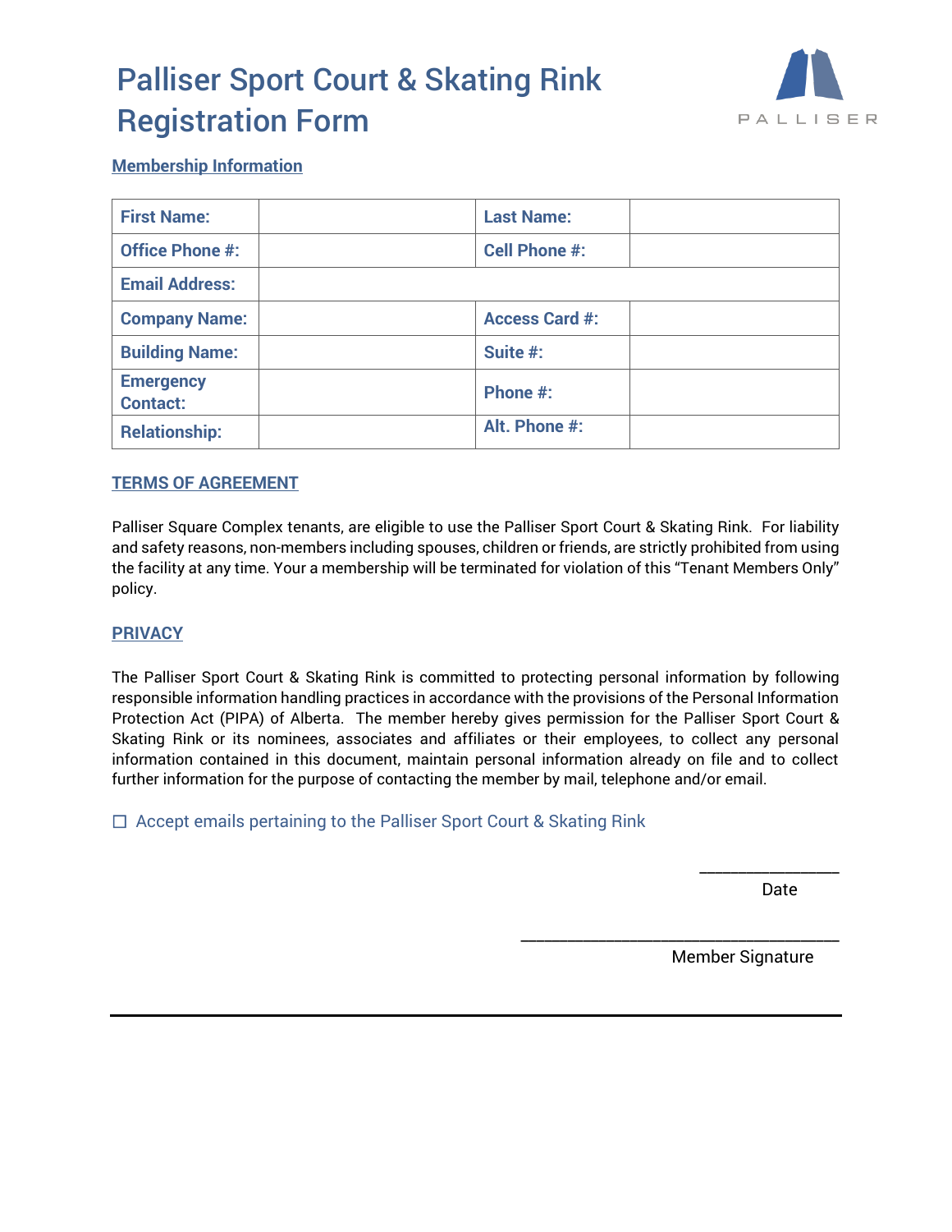# Palliser Sport Court & Skating Rink Registration Form

PALLISER

## Membership Information

| First Name: | | Last Name: | |
|---|---|---|---|
| Office Phone #: | | Cell Phone #: | |
| Email Address: | | | |
| Company Name: | | Access Card #: | |
| Building Name: | | Suite #: | |
| Emergency Contact: | | Phone #: | |
| Relationship: | | Alt. Phone #: | |

## TERMS OF AGREEMENT

Palliser Square Complex tenants, are eligible to use the Palliser Sport Court & Skating Rink. For liability and safety reasons, non-members including spouses, children or friends, are strictly prohibited from using the facility at any time. Your a membership will be terminated for violation of this "Tenant Members Only" policy.

## PRIVACY

The Palliser Sport Court & Skating Rink is committed to protecting personal information by following responsible information handling practices in accordance with the provisions of the Personal Information Protection Act (PIPA) of Alberta. The member hereby gives permission for the Palliser Sport Court & Skating Rink or its nominees, associates and affiliates or their employees, to collect any personal information contained in this document, maintain personal information already on file and to collect further information for the purpose of contacting the member by mail, telephone and/or email.

☐ Accept emails pertaining to the Palliser Sport Court & Skating Rink

________________
Date

____________________________________
Member Signature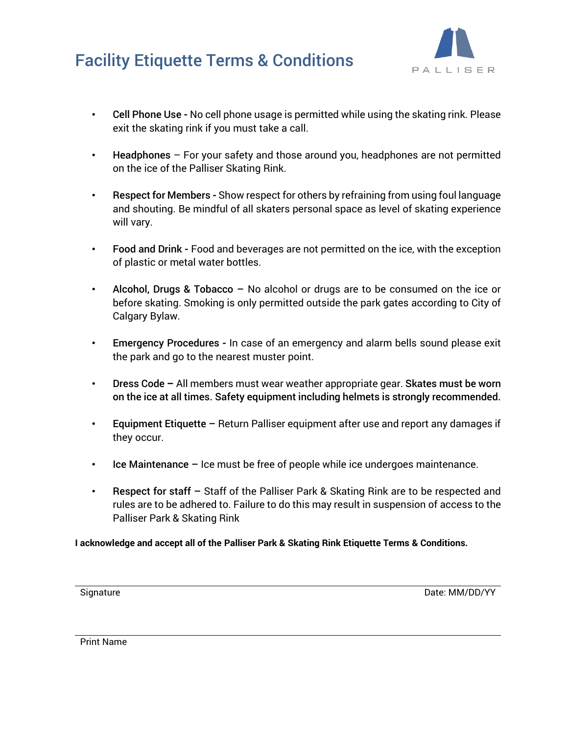# Facility Etiquette Terms & Conditions

PALLISER

- **Cell Phone Use -** No cell phone usage is permitted while using the skating rink. Please exit the skating rink if you must take a call.
- **Headphones** – For your safety and those around you, headphones are not permitted on the ice of the Palliser Skating Rink.
- **Respect for Members -** Show respect for others by refraining from using foul language and shouting. Be mindful of all skaters personal space as level of skating experience will vary.
- **Food and Drink -** Food and beverages are not permitted on the ice, with the exception of plastic or metal water bottles.
- **Alcohol, Drugs & Tobacco –** No alcohol or drugs are to be consumed on the ice or before skating. Smoking is only permitted outside the park gates according to City of Calgary Bylaw.
- **Emergency Procedures -** In case of an emergency and alarm bells sound please exit the park and go to the nearest muster point.
- **Dress Code –** All members must wear weather appropriate gear. **Skates must be worn on the ice at all times. Safety equipment including helmets is strongly recommended.**
- **Equipment Etiquette –** Return Palliser equipment after use and report any damages if they occur.
- **Ice Maintenance –** Ice must be free of people while ice undergoes maintenance.
- **Respect for staff –** Staff of the Palliser Park & Skating Rink are to be respected and rules are to be adhered to. Failure to do this may result in suspension of access to the Palliser Park & Skating Rink

**I acknowledge and accept all of the Palliser Park & Skating Rink Etiquette Terms & Conditions.**

\_\_\_\_\_\_\_\_\_\_\_\_\_\_\_\_\_\_\_\_\_\_\_\_\_\_\_\_\_\_\_\_\_\_\_\_\_\_\_\_\_\_\_\_\_\_\_\_\_\_\_\_\_\_

Signature                                                                                                    Date: MM/DD/YY

\_\_\_\_\_\_\_\_\_\_\_\_\_\_\_\_\_\_\_\_\_\_\_\_\_\_\_\_\_\_\_\_\_\_\_\_\_\_\_\_\_\_\_\_\_\_\_\_\_\_\_\_\_\_

Print Name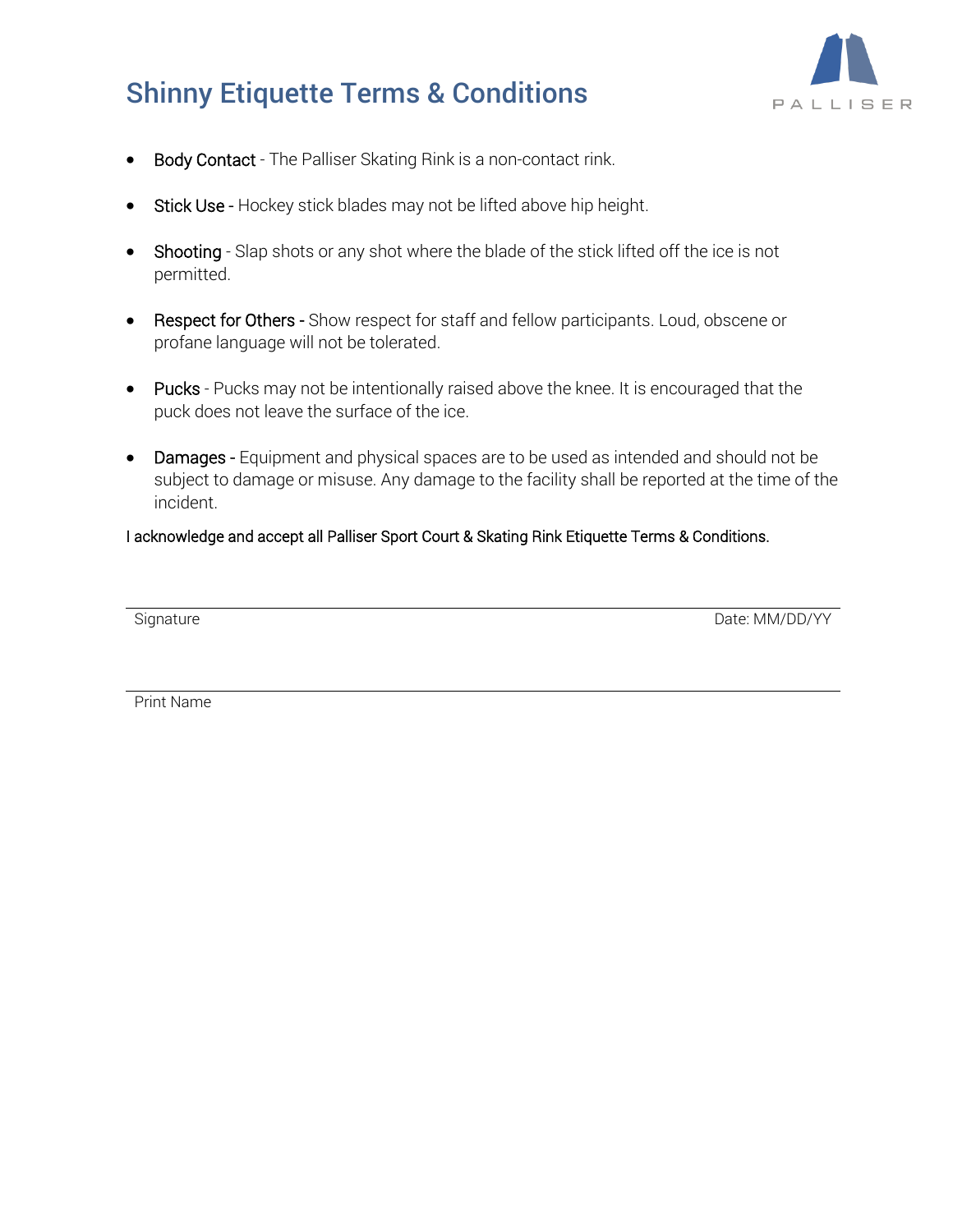# Shinny Etiquette Terms & Conditions

PALLISER

- Body Contact - The Palliser Skating Rink is a non-contact rink.
- Stick Use - Hockey stick blades may not be lifted above hip height.
- Shooting - Slap shots or any shot where the blade of the stick lifted off the ice is not permitted.
- Respect for Others - Show respect for staff and fellow participants. Loud, obscene or profane language will not be tolerated.
- Pucks - Pucks may not be intentionally raised above the knee. It is encouraged that the puck does not leave the surface of the ice.
- Damages - Equipment and physical spaces are to be used as intended and should not be subject to damage or misuse. Any damage to the facility shall be reported at the time of the incident.

I acknowledge and accept all Palliser Sport Court & Skating Rink Etiquette Terms & Conditions.

_______________________________________________

Signature　　　　　　　　　　　　　　　　　　Date: MM/DD/YY

_______________________________________________

Print Name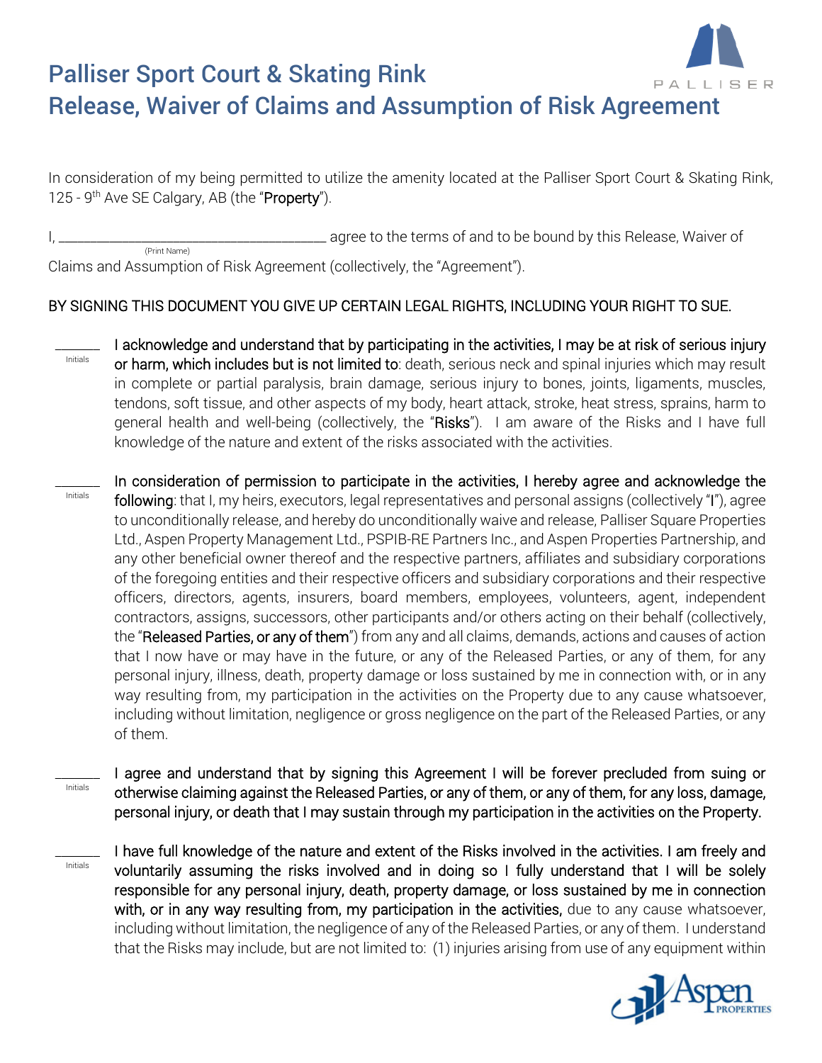# Palliser Sport Court & Skating Rink
# Release, Waiver of Claims and Assumption of Risk Agreement

In consideration of my being permitted to utilize the amenity located at the Palliser Sport Court & Skating Rink, 125 - 9th Ave SE Calgary, AB (the "**Property**").

I, ______________________________________ agree to the terms of and to be bound by this Release, Waiver of
(Print Name)
Claims and Assumption of Risk Agreement (collectively, the "Agreement").

BY SIGNING THIS DOCUMENT YOU GIVE UP CERTAIN LEGAL RIGHTS, INCLUDING YOUR RIGHT TO SUE.

_______ Initials

**I acknowledge and understand that by participating in the activities, I may be at risk of serious injury or harm, which includes but is not limited to**: death, serious neck and spinal injuries which may result in complete or partial paralysis, brain damage, serious injury to bones, joints, ligaments, muscles, tendons, soft tissue, and other aspects of my body, heart attack, stroke, heat stress, sprains, harm to general health and well-being (collectively, the "**Risks**"). I am aware of the Risks and I have full knowledge of the nature and extent of the risks associated with the activities.

_______ Initials

**In consideration of permission to participate in the activities, I hereby agree and acknowledge the following**: that I, my heirs, executors, legal representatives and personal assigns (collectively "**I**"), agree to unconditionally release, and hereby do unconditionally waive and release, Palliser Square Properties Ltd., Aspen Property Management Ltd., PSPIB-RE Partners Inc., and Aspen Properties Partnership, and any other beneficial owner thereof and the respective partners, affiliates and subsidiary corporations of the foregoing entities and their respective officers and subsidiary corporations and their respective officers, directors, agents, insurers, board members, employees, volunteers, agent, independent contractors, assigns, successors, other participants and/or others acting on their behalf (collectively, the "**Released Parties, or any of them**") from any and all claims, demands, actions and causes of action that I now have or may have in the future, or any of the Released Parties, or any of them, for any personal injury, illness, death, property damage or loss sustained by me in connection with, or in any way resulting from, my participation in the activities on the Property due to any cause whatsoever, including without limitation, negligence or gross negligence on the part of the Released Parties, or any of them.

_______ Initials

**I agree and understand that by signing this Agreement I will be forever precluded from suing or otherwise claiming against the Released Parties, or any of them, or any of them, for any loss, damage, personal injury, or death that I may sustain through my participation in the activities on the Property.**

_______ Initials

**I have full knowledge of the nature and extent of the Risks involved in the activities. I am freely and voluntarily assuming the risks involved and in doing so I fully understand that I will be solely responsible for any personal injury, death, property damage, or loss sustained by me in connection with, or in any way resulting from, my participation in the activities,** due to any cause whatsoever, including without limitation, the negligence of any of the Released Parties, or any of them. I understand that the Risks may include, but are not limited to: (1) injuries arising from use of any equipment within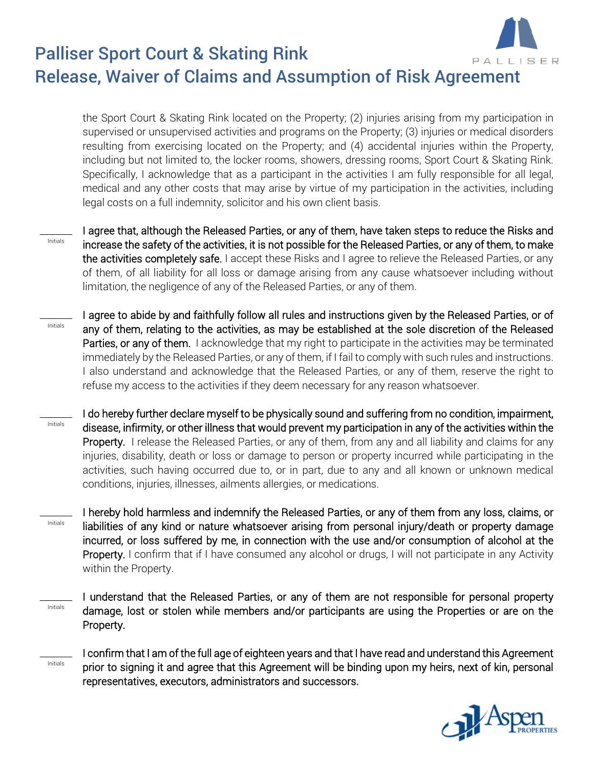the Sport Court & Skating Rink located on the Property; (2) injuries arising from my participation in supervised or unsupervised activities and programs on the Property; (3) injuries or medical disorders resulting from exercising located on the Property; and (4) accidental injuries within the Property, including but not limited to, the locker rooms, showers, dressing rooms, Sport Court & Skating Rink. Specifically, I acknowledge that as a participant in the activities I am fully responsible for all legal, medical and any other costs that may arise by virtue of my participation in the activities, including legal costs on a full indemnity, solicitor and his own client basis.

_______ Initials

I agree that, although the Released Parties, or any of them, have taken steps to reduce the Risks and increase the safety of the activities, it is not possible for the Released Parties, or any of them, to make the activities completely safe. I accept these Risks and I agree to relieve the Released Parties, or any of them, of all liability for all loss or damage arising from any cause whatsoever including without limitation, the negligence of any of the Released Parties, or any of them.

_______ Initials

I agree to abide by and faithfully follow all rules and instructions given by the Released Parties, or of any of them, relating to the activities, as may be established at the sole discretion of the Released Parties, or any of them. I acknowledge that my right to participate in the activities may be terminated immediately by the Released Parties, or any of them, if I fail to comply with such rules and instructions. I also understand and acknowledge that the Released Parties, or any of them, reserve the right to refuse my access to the activities if they deem necessary for any reason whatsoever.

_______ Initials

I do hereby further declare myself to be physically sound and suffering from no condition, impairment, disease, infirmity, or other illness that would prevent my participation in any of the activities within the Property. I release the Released Parties, or any of them, from any and all liability and claims for any injuries, disability, death or loss or damage to person or property incurred while participating in the activities, such having occurred due to, or in part, due to any and all known or unknown medical conditions, injuries, illnesses, ailments allergies, or medications.

_______ Initials

I hereby hold harmless and indemnify the Released Parties, or any of them from any loss, claims, or liabilities of any kind or nature whatsoever arising from personal injury/death or property damage incurred, or loss suffered by me, in connection with the use and/or consumption of alcohol at the Property. I confirm that if I have consumed any alcohol or drugs, I will not participate in any Activity within the Property.

_______ Initials

I understand that the Released Parties, or any of them are not responsible for personal property damage, lost or stolen while members and/or participants are using the Properties or are on the Property.

_______ Initials

I confirm that I am of the full age of eighteen years and that I have read and understand this Agreement prior to signing it and agree that this Agreement will be binding upon my heirs, next of kin, personal representatives, executors, administrators and successors.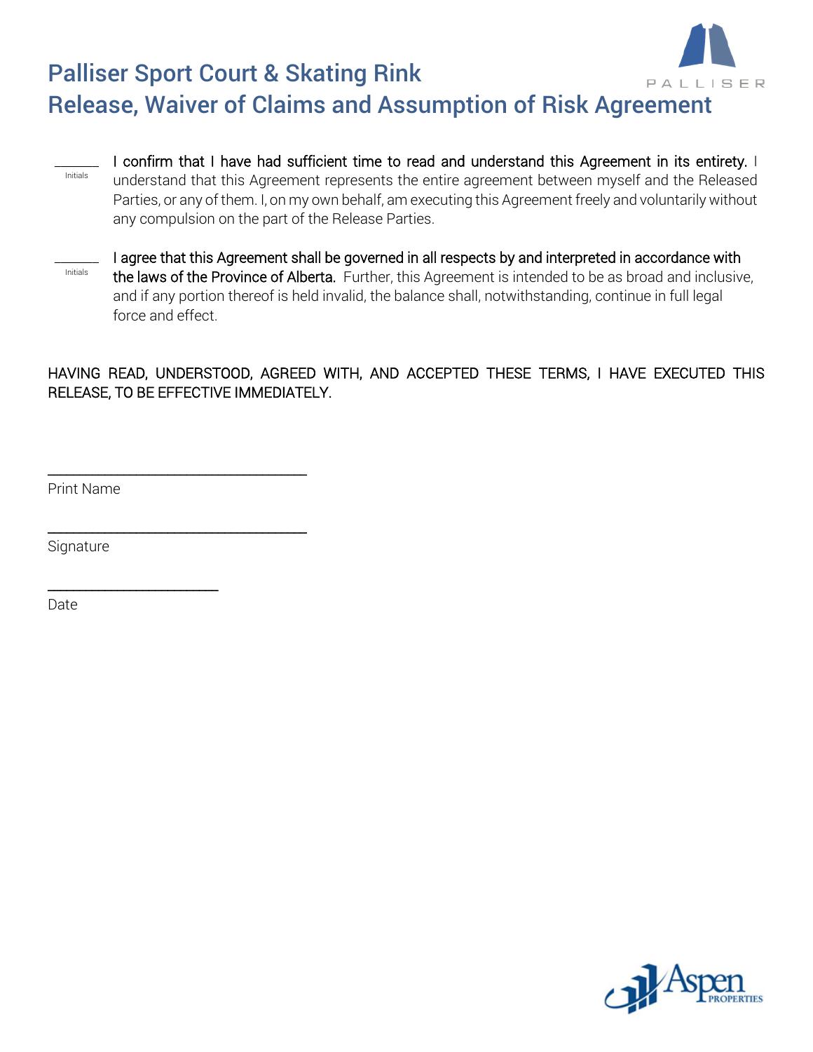# Palliser Sport Court & Skating Rink
# Release, Waiver of Claims and Assumption of Risk Agreement

______ Initials — **I confirm that I have had sufficient time to read and understand this Agreement in its entirety.** I understand that this Agreement represents the entire agreement between myself and the Released Parties, or any of them. I, on my own behalf, am executing this Agreement freely and voluntarily without any compulsion on the part of the Release Parties.

______ Initials — **I agree that this Agreement shall be governed in all respects by and interpreted in accordance with the laws of the Province of Alberta.** Further, this Agreement is intended to be as broad and inclusive, and if any portion thereof is held invalid, the balance shall, notwithstanding, continue in full legal force and effect.

HAVING READ, UNDERSTOOD, AGREED WITH, AND ACCEPTED THESE TERMS, I HAVE EXECUTED THIS RELEASE, TO BE EFFECTIVE IMMEDIATELY.

______________________________
Print Name

______________________________
Signature

____________________
Date